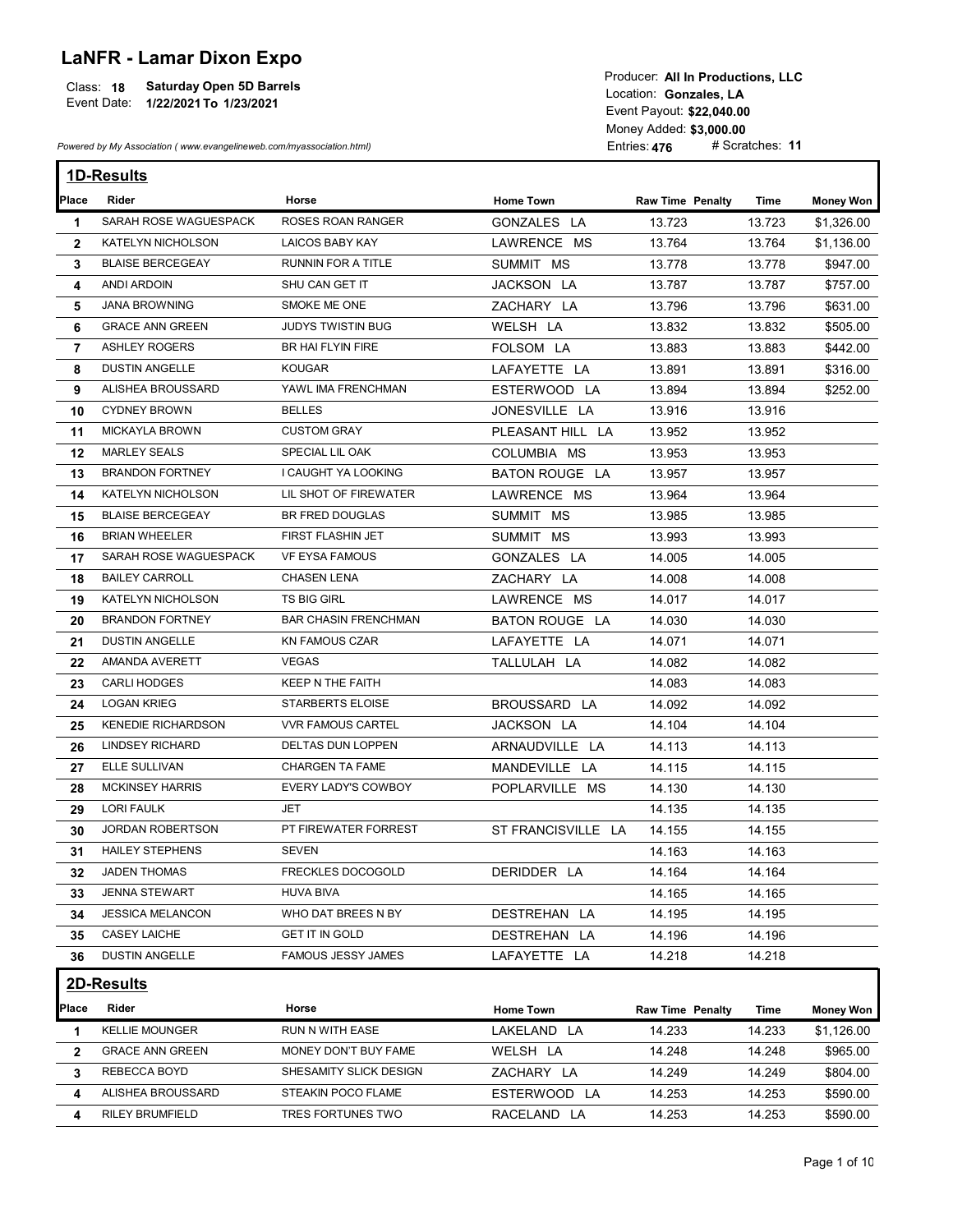# LaNFR - Lamar Dixon Expo

Class: **18** **Saturday Open 5D Barrels**
Event Date: **1/22/2021 To 1/23/2021**

*Powered by My Association ( www.evangelineweb.com/myassociation.html)*

Producer: **All In Productions, LLC**
Location: **Gonzales, LA**
Event Payout: **$22,040.00**
Money Added: **$3,000.00**
Entries: **476** # Scratches: **11**

## 1D-Results

| Place | Rider | Horse | Home Town | Raw Time | Penalty | Time | Money Won |
|---|---|---|---|---|---|---|---|
| 1 | SARAH ROSE WAGUESPACK | ROSES ROAN RANGER | GONZALES LA | 13.723 | | 13.723 | $1,326.00 |
| 2 | KATELYN NICHOLSON | LAICOS BABY KAY | LAWRENCE MS | 13.764 | | 13.764 | $1,136.00 |
| 3 | BLAISE BERCEGEAY | RUNNIN FOR A TITLE | SUMMIT MS | 13.778 | | 13.778 | $947.00 |
| 4 | ANDI ARDOIN | SHU CAN GET IT | JACKSON LA | 13.787 | | 13.787 | $757.00 |
| 5 | JANA BROWNING | SMOKE ME ONE | ZACHARY LA | 13.796 | | 13.796 | $631.00 |
| 6 | GRACE ANN GREEN | JUDYS TWISTIN BUG | WELSH LA | 13.832 | | 13.832 | $505.00 |
| 7 | ASHLEY ROGERS | BR HAI FLYIN FIRE | FOLSOM LA | 13.883 | | 13.883 | $442.00 |
| 8 | DUSTIN ANGELLE | KOUGAR | LAFAYETTE LA | 13.891 | | 13.891 | $316.00 |
| 9 | ALISHEA BROUSSARD | YAWL IMA FRENCHMAN | ESTERWOOD LA | 13.894 | | 13.894 | $252.00 |
| 10 | CYDNEY BROWN | BELLES | JONESVILLE LA | 13.916 | | 13.916 | |
| 11 | MICKAYLA BROWN | CUSTOM GRAY | PLEASANT HILL LA | 13.952 | | 13.952 | |
| 12 | MARLEY SEALS | SPECIAL LIL OAK | COLUMBIA MS | 13.953 | | 13.953 | |
| 13 | BRANDON FORTNEY | I CAUGHT YA LOOKING | BATON ROUGE LA | 13.957 | | 13.957 | |
| 14 | KATELYN NICHOLSON | LIL SHOT OF FIREWATER | LAWRENCE MS | 13.964 | | 13.964 | |
| 15 | BLAISE BERCEGEAY | BR FRED DOUGLAS | SUMMIT MS | 13.985 | | 13.985 | |
| 16 | BRIAN WHEELER | FIRST FLASHIN JET | SUMMIT MS | 13.993 | | 13.993 | |
| 17 | SARAH ROSE WAGUESPACK | VF EYSA FAMOUS | GONZALES LA | 14.005 | | 14.005 | |
| 18 | BAILEY CARROLL | CHASEN LENA | ZACHARY LA | 14.008 | | 14.008 | |
| 19 | KATELYN NICHOLSON | TS BIG GIRL | LAWRENCE MS | 14.017 | | 14.017 | |
| 20 | BRANDON FORTNEY | BAR CHASIN FRENCHMAN | BATON ROUGE LA | 14.030 | | 14.030 | |
| 21 | DUSTIN ANGELLE | KN FAMOUS CZAR | LAFAYETTE LA | 14.071 | | 14.071 | |
| 22 | AMANDA AVERETT | VEGAS | TALLULAH LA | 14.082 | | 14.082 | |
| 23 | CARLI HODGES | KEEP N THE FAITH | | 14.083 | | 14.083 | |
| 24 | LOGAN KRIEG | STARBERTS ELOISE | BROUSSARD LA | 14.092 | | 14.092 | |
| 25 | KENEDIE RICHARDSON | VVR FAMOUS CARTEL | JACKSON LA | 14.104 | | 14.104 | |
| 26 | LINDSEY RICHARD | DELTAS DUN LOPPEN | ARNAUDVILLE LA | 14.113 | | 14.113 | |
| 27 | ELLE SULLIVAN | CHARGEN TA FAME | MANDEVILLE LA | 14.115 | | 14.115 | |
| 28 | MCKINSEY HARRIS | EVERY LADY'S COWBOY | POPLARVILLE MS | 14.130 | | 14.130 | |
| 29 | LORI FAULK | JET | | 14.135 | | 14.135 | |
| 30 | JORDAN ROBERTSON | PT FIREWATER FORREST | ST FRANCISVILLE LA | 14.155 | | 14.155 | |
| 31 | HAILEY STEPHENS | SEVEN | | 14.163 | | 14.163 | |
| 32 | JADEN THOMAS | FRECKLES DOCOGOLD | DERIDDER LA | 14.164 | | 14.164 | |
| 33 | JENNA STEWART | HUVA BIVA | | 14.165 | | 14.165 | |
| 34 | JESSICA MELANCON | WHO DAT BREES N BY | DESTREHAN LA | 14.195 | | 14.195 | |
| 35 | CASEY LAICHE | GET IT IN GOLD | DESTREHAN LA | 14.196 | | 14.196 | |
| 36 | DUSTIN ANGELLE | FAMOUS JESSY JAMES | LAFAYETTE LA | 14.218 | | 14.218 | |

## 2D-Results

| Place | Rider | Horse | Home Town | Raw Time | Penalty | Time | Money Won |
|---|---|---|---|---|---|---|---|
| 1 | KELLIE MOUNGER | RUN N WITH EASE | LAKELAND LA | 14.233 | | 14.233 | $1,126.00 |
| 2 | GRACE ANN GREEN | MONEY DON'T BUY FAME | WELSH LA | 14.248 | | 14.248 | $965.00 |
| 3 | REBECCA BOYD | SHESAMITY SLICK DESIGN | ZACHARY LA | 14.249 | | 14.249 | $804.00 |
| 4 | ALISHEA BROUSSARD | STEAKIN POCO FLAME | ESTERWOOD LA | 14.253 | | 14.253 | $590.00 |
| 4 | RILEY BRUMFIELD | TRES FORTUNES TWO | RACELAND LA | 14.253 | | 14.253 | $590.00 |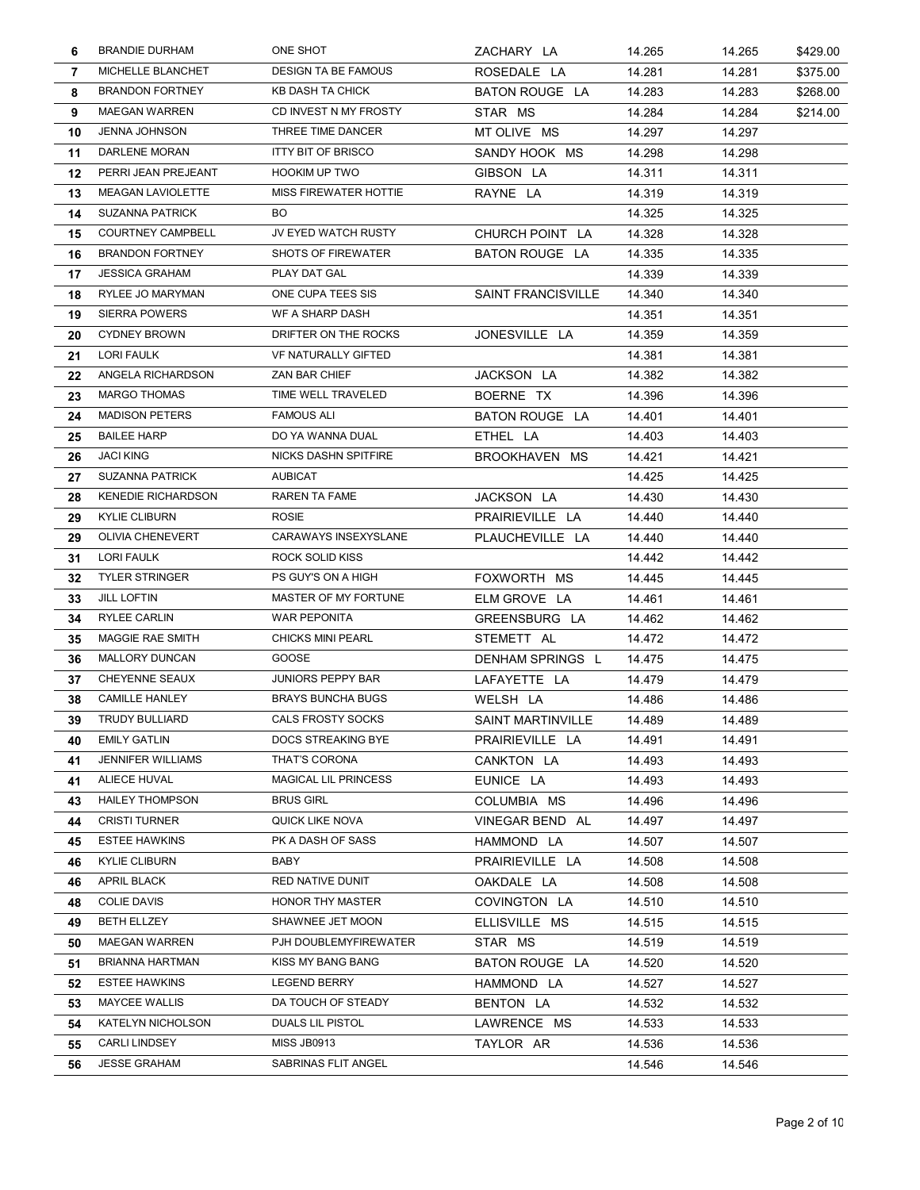| | | | | | | |
|---|---|---|---|---|---|---|
| 6 | BRANDIE DURHAM | ONE SHOT | ZACHARY LA | 14.265 | 14.265 | $429.00 |
| 7 | MICHELLE BLANCHET | DESIGN TA BE FAMOUS | ROSEDALE LA | 14.281 | 14.281 | $375.00 |
| 8 | BRANDON FORTNEY | KB DASH TA CHICK | BATON ROUGE LA | 14.283 | 14.283 | $268.00 |
| 9 | MAEGAN WARREN | CD INVEST N MY FROSTY | STAR MS | 14.284 | 14.284 | $214.00 |
| 10 | JENNA JOHNSON | THREE TIME DANCER | MT OLIVE MS | 14.297 | 14.297 | |
| 11 | DARLENE MORAN | ITTY BIT OF BRISCO | SANDY HOOK MS | 14.298 | 14.298 | |
| 12 | PERRI JEAN PREJEANT | HOOKIM UP TWO | GIBSON LA | 14.311 | 14.311 | |
| 13 | MEAGAN LAVIOLETTE | MISS FIREWATER HOTTIE | RAYNE LA | 14.319 | 14.319 | |
| 14 | SUZANNA PATRICK | BO | | 14.325 | 14.325 | |
| 15 | COURTNEY CAMPBELL | JV EYED WATCH RUSTY | CHURCH POINT LA | 14.328 | 14.328 | |
| 16 | BRANDON FORTNEY | SHOTS OF FIREWATER | BATON ROUGE LA | 14.335 | 14.335 | |
| 17 | JESSICA GRAHAM | PLAY DAT GAL | | 14.339 | 14.339 | |
| 18 | RYLEE JO MARYMAN | ONE CUPA TEES SIS | SAINT FRANCISVILLE | 14.340 | 14.340 | |
| 19 | SIERRA POWERS | WF A SHARP DASH | | 14.351 | 14.351 | |
| 20 | CYDNEY BROWN | DRIFTER ON THE ROCKS | JONESVILLE LA | 14.359 | 14.359 | |
| 21 | LORI FAULK | VF NATURALLY GIFTED | | 14.381 | 14.381 | |
| 22 | ANGELA RICHARDSON | ZAN BAR CHIEF | JACKSON LA | 14.382 | 14.382 | |
| 23 | MARGO THOMAS | TIME WELL TRAVELED | BOERNE TX | 14.396 | 14.396 | |
| 24 | MADISON PETERS | FAMOUS ALI | BATON ROUGE LA | 14.401 | 14.401 | |
| 25 | BAILEE HARP | DO YA WANNA DUAL | ETHEL LA | 14.403 | 14.403 | |
| 26 | JACI KING | NICKS DASHN SPITFIRE | BROOKHAVEN MS | 14.421 | 14.421 | |
| 27 | SUZANNA PATRICK | AUBICAT | | 14.425 | 14.425 | |
| 28 | KENEDIE RICHARDSON | RAREN TA FAME | JACKSON LA | 14.430 | 14.430 | |
| 29 | KYLIE CLIBURN | ROSIE | PRAIRIEVILLE LA | 14.440 | 14.440 | |
| 29 | OLIVIA CHENEVERT | CARAWAYS INSEXYSLANE | PLAUCHEVILLE LA | 14.440 | 14.440 | |
| 31 | LORI FAULK | ROCK SOLID KISS | | 14.442 | 14.442 | |
| 32 | TYLER STRINGER | PS GUY'S ON A HIGH | FOXWORTH MS | 14.445 | 14.445 | |
| 33 | JILL LOFTIN | MASTER OF MY FORTUNE | ELM GROVE LA | 14.461 | 14.461 | |
| 34 | RYLEE CARLIN | WAR PEPONITA | GREENSBURG LA | 14.462 | 14.462 | |
| 35 | MAGGIE RAE SMITH | CHICKS MINI PEARL | STEMETT AL | 14.472 | 14.472 | |
| 36 | MALLORY DUNCAN | GOOSE | DENHAM SPRINGS L | 14.475 | 14.475 | |
| 37 | CHEYENNE SEAUX | JUNIORS PEPPY BAR | LAFAYETTE LA | 14.479 | 14.479 | |
| 38 | CAMILLE HANLEY | BRAYS BUNCHA BUGS | WELSH LA | 14.486 | 14.486 | |
| 39 | TRUDY BULLIARD | CALS FROSTY SOCKS | SAINT MARTINVILLE | 14.489 | 14.489 | |
| 40 | EMILY GATLIN | DOCS STREAKING BYE | PRAIRIEVILLE LA | 14.491 | 14.491 | |
| 41 | JENNIFER WILLIAMS | THAT'S CORONA | CANKTON LA | 14.493 | 14.493 | |
| 41 | ALIECE HUVAL | MAGICAL LIL PRINCESS | EUNICE LA | 14.493 | 14.493 | |
| 43 | HAILEY THOMPSON | BRUS GIRL | COLUMBIA MS | 14.496 | 14.496 | |
| 44 | CRISTI TURNER | QUICK LIKE NOVA | VINEGAR BEND AL | 14.497 | 14.497 | |
| 45 | ESTEE HAWKINS | PK A DASH OF SASS | HAMMOND LA | 14.507 | 14.507 | |
| 46 | KYLIE CLIBURN | BABY | PRAIRIEVILLE LA | 14.508 | 14.508 | |
| 46 | APRIL BLACK | RED NATIVE DUNIT | OAKDALE LA | 14.508 | 14.508 | |
| 48 | COLIE DAVIS | HONOR THY MASTER | COVINGTON LA | 14.510 | 14.510 | |
| 49 | BETH ELLZEY | SHAWNEE JET MOON | ELLISVILLE MS | 14.515 | 14.515 | |
| 50 | MAEGAN WARREN | PJH DOUBLEMYFIREWATER | STAR MS | 14.519 | 14.519 | |
| 51 | BRIANNA HARTMAN | KISS MY BANG BANG | BATON ROUGE LA | 14.520 | 14.520 | |
| 52 | ESTEE HAWKINS | LEGEND BERRY | HAMMOND LA | 14.527 | 14.527 | |
| 53 | MAYCEE WALLIS | DA TOUCH OF STEADY | BENTON LA | 14.532 | 14.532 | |
| 54 | KATELYN NICHOLSON | DUALS LIL PISTOL | LAWRENCE MS | 14.533 | 14.533 | |
| 55 | CARLI LINDSEY | MISS JB0913 | TAYLOR AR | 14.536 | 14.536 | |
| 56 | JESSE GRAHAM | SABRINAS FLIT ANGEL | | 14.546 | 14.546 | |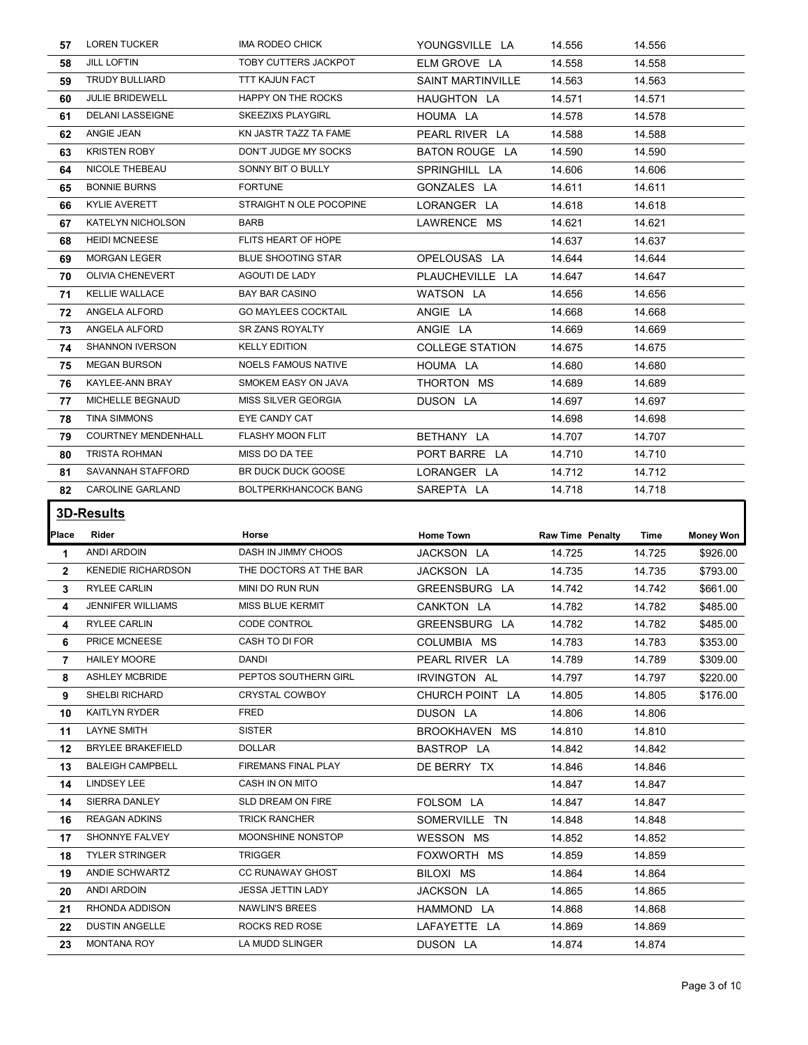| | | | | | | | |
|---|---|---|---|---|---|---|---|
| 57 | LOREN TUCKER | IMA RODEO CHICK | YOUNGSVILLE LA | 14.556 | | 14.556 | |
| 58 | JILL LOFTIN | TOBY CUTTERS JACKPOT | ELM GROVE LA | 14.558 | | 14.558 | |
| 59 | TRUDY BULLIARD | TTT KAJUN FACT | SAINT MARTINVILLE | 14.563 | | 14.563 | |
| 60 | JULIE BRIDEWELL | HAPPY ON THE ROCKS | HAUGHTON LA | 14.571 | | 14.571 | |
| 61 | DELANI LASSEIGNE | SKEEZIXS PLAYGIRL | HOUMA LA | 14.578 | | 14.578 | |
| 62 | ANGIE JEAN | KN JASTR TAZZ TA FAME | PEARL RIVER LA | 14.588 | | 14.588 | |
| 63 | KRISTEN ROBY | DON'T JUDGE MY SOCKS | BATON ROUGE LA | 14.590 | | 14.590 | |
| 64 | NICOLE THEBEAU | SONNY BIT O BULLY | SPRINGHILL LA | 14.606 | | 14.606 | |
| 65 | BONNIE BURNS | FORTUNE | GONZALES LA | 14.611 | | 14.611 | |
| 66 | KYLIE AVERETT | STRAIGHT N OLE POCOPINE | LORANGER LA | 14.618 | | 14.618 | |
| 67 | KATELYN NICHOLSON | BARB | LAWRENCE MS | 14.621 | | 14.621 | |
| 68 | HEIDI MCNEESE | FLITS HEART OF HOPE | | 14.637 | | 14.637 | |
| 69 | MORGAN LEGER | BLUE SHOOTING STAR | OPELOUSAS LA | 14.644 | | 14.644 | |
| 70 | OLIVIA CHENEVERT | AGOUTI DE LADY | PLAUCHEVILLE LA | 14.647 | | 14.647 | |
| 71 | KELLIE WALLACE | BAY BAR CASINO | WATSON LA | 14.656 | | 14.656 | |
| 72 | ANGELA ALFORD | GO MAYLEES COCKTAIL | ANGIE LA | 14.668 | | 14.668 | |
| 73 | ANGELA ALFORD | SR ZANS ROYALTY | ANGIE LA | 14.669 | | 14.669 | |
| 74 | SHANNON IVERSON | KELLY EDITION | COLLEGE STATION | 14.675 | | 14.675 | |
| 75 | MEGAN BURSON | NOELS FAMOUS NATIVE | HOUMA LA | 14.680 | | 14.680 | |
| 76 | KAYLEE-ANN BRAY | SMOKEM EASY ON JAVA | THORTON MS | 14.689 | | 14.689 | |
| 77 | MICHELLE BEGNAUD | MISS SILVER GEORGIA | DUSON LA | 14.697 | | 14.697 | |
| 78 | TINA SIMMONS | EYE CANDY CAT | | 14.698 | | 14.698 | |
| 79 | COURTNEY MENDENHALL | FLASHY MOON FLIT | BETHANY LA | 14.707 | | 14.707 | |
| 80 | TRISTA ROHMAN | MISS DO DA TEE | PORT BARRE LA | 14.710 | | 14.710 | |
| 81 | SAVANNAH STAFFORD | BR DUCK DUCK GOOSE | LORANGER LA | 14.712 | | 14.712 | |
| 82 | CAROLINE GARLAND | BOLTPERKHANCOCK BANG | SAREPTA LA | 14.718 | | 14.718 | |

## 3D-Results

| Place | Rider | Horse | Home Town | Raw Time | Penalty | Time | Money Won |
|---|---|---|---|---|---|---|---|
| 1 | ANDI ARDOIN | DASH IN JIMMY CHOOS | JACKSON LA | 14.725 | | 14.725 | $926.00 |
| 2 | KENEDIE RICHARDSON | THE DOCTORS AT THE BAR | JACKSON LA | 14.735 | | 14.735 | $793.00 |
| 3 | RYLEE CARLIN | MINI DO RUN RUN | GREENSBURG LA | 14.742 | | 14.742 | $661.00 |
| 4 | JENNIFER WILLIAMS | MISS BLUE KERMIT | CANKTON LA | 14.782 | | 14.782 | $485.00 |
| 4 | RYLEE CARLIN | CODE CONTROL | GREENSBURG LA | 14.782 | | 14.782 | $485.00 |
| 6 | PRICE MCNEESE | CASH TO DI FOR | COLUMBIA MS | 14.783 | | 14.783 | $353.00 |
| 7 | HAILEY MOORE | DANDI | PEARL RIVER LA | 14.789 | | 14.789 | $309.00 |
| 8 | ASHLEY MCBRIDE | PEPTOS SOUTHERN GIRL | IRVINGTON AL | 14.797 | | 14.797 | $220.00 |
| 9 | SHELBI RICHARD | CRYSTAL COWBOY | CHURCH POINT LA | 14.805 | | 14.805 | $176.00 |
| 10 | KAITLYN RYDER | FRED | DUSON LA | 14.806 | | 14.806 | |
| 11 | LAYNE SMITH | SISTER | BROOKHAVEN MS | 14.810 | | 14.810 | |
| 12 | BRYLEE BRAKEFIELD | DOLLAR | BASTROP LA | 14.842 | | 14.842 | |
| 13 | BALEIGH CAMPBELL | FIREMANS FINAL PLAY | DE BERRY TX | 14.846 | | 14.846 | |
| 14 | LINDSEY LEE | CASH IN ON MITO | | 14.847 | | 14.847 | |
| 14 | SIERRA DANLEY | SLD DREAM ON FIRE | FOLSOM LA | 14.847 | | 14.847 | |
| 16 | REAGAN ADKINS | TRICK RANCHER | SOMERVILLE TN | 14.848 | | 14.848 | |
| 17 | SHONNYE FALVEY | MOONSHINE NONSTOP | WESSON MS | 14.852 | | 14.852 | |
| 18 | TYLER STRINGER | TRIGGER | FOXWORTH MS | 14.859 | | 14.859 | |
| 19 | ANDIE SCHWARTZ | CC RUNAWAY GHOST | BILOXI MS | 14.864 | | 14.864 | |
| 20 | ANDI ARDOIN | JESSA JETTIN LADY | JACKSON LA | 14.865 | | 14.865 | |
| 21 | RHONDA ADDISON | NAWLIN'S BREES | HAMMOND LA | 14.868 | | 14.868 | |
| 22 | DUSTIN ANGELLE | ROCKS RED ROSE | LAFAYETTE LA | 14.869 | | 14.869 | |
| 23 | MONTANA ROY | LA MUDD SLINGER | DUSON LA | 14.874 | | 14.874 | |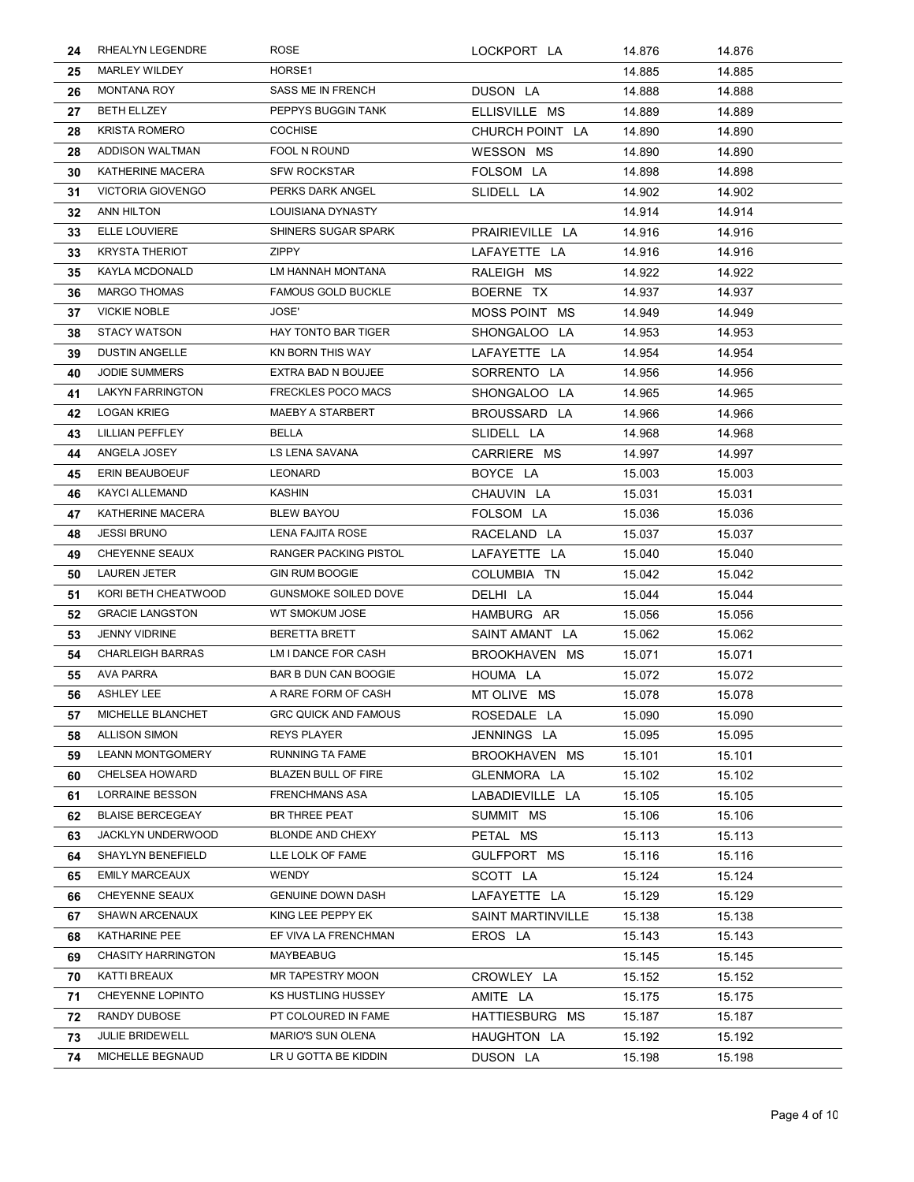| | | | | | |
|---|---|---|---|---|---|
| 24 | RHEALYN LEGENDRE | ROSE | LOCKPORT LA | 14.876 | 14.876 |
| 25 | MARLEY WILDEY | HORSE1 | | 14.885 | 14.885 |
| 26 | MONTANA ROY | SASS ME IN FRENCH | DUSON LA | 14.888 | 14.888 |
| 27 | BETH ELLZEY | PEPPYS BUGGIN TANK | ELLISVILLE MS | 14.889 | 14.889 |
| 28 | KRISTA ROMERO | COCHISE | CHURCH POINT LA | 14.890 | 14.890 |
| 28 | ADDISON WALTMAN | FOOL N ROUND | WESSON MS | 14.890 | 14.890 |
| 30 | KATHERINE MACERA | SFW ROCKSTAR | FOLSOM LA | 14.898 | 14.898 |
| 31 | VICTORIA GIOVENGO | PERKS DARK ANGEL | SLIDELL LA | 14.902 | 14.902 |
| 32 | ANN HILTON | LOUISIANA DYNASTY | | 14.914 | 14.914 |
| 33 | ELLE LOUVIERE | SHINERS SUGAR SPARK | PRAIRIEVILLE LA | 14.916 | 14.916 |
| 33 | KRYSTA THERIOT | ZIPPY | LAFAYETTE LA | 14.916 | 14.916 |
| 35 | KAYLA MCDONALD | LM HANNAH MONTANA | RALEIGH MS | 14.922 | 14.922 |
| 36 | MARGO THOMAS | FAMOUS GOLD BUCKLE | BOERNE TX | 14.937 | 14.937 |
| 37 | VICKIE NOBLE | JOSE' | MOSS POINT MS | 14.949 | 14.949 |
| 38 | STACY WATSON | HAY TONTO BAR TIGER | SHONGALOO LA | 14.953 | 14.953 |
| 39 | DUSTIN ANGELLE | KN BORN THIS WAY | LAFAYETTE LA | 14.954 | 14.954 |
| 40 | JODIE SUMMERS | EXTRA BAD N BOUJEE | SORRENTO LA | 14.956 | 14.956 |
| 41 | LAKYN FARRINGTON | FRECKLES POCO MACS | SHONGALOO LA | 14.965 | 14.965 |
| 42 | LOGAN KRIEG | MAEBY A STARBERT | BROUSSARD LA | 14.966 | 14.966 |
| 43 | LILLIAN PEFFLEY | BELLA | SLIDELL LA | 14.968 | 14.968 |
| 44 | ANGELA JOSEY | LS LENA SAVANA | CARRIERE MS | 14.997 | 14.997 |
| 45 | ERIN BEAUBOEUF | LEONARD | BOYCE LA | 15.003 | 15.003 |
| 46 | KAYCI ALLEMAND | KASHIN | CHAUVIN LA | 15.031 | 15.031 |
| 47 | KATHERINE MACERA | BLEW BAYOU | FOLSOM LA | 15.036 | 15.036 |
| 48 | JESSI BRUNO | LENA FAJITA ROSE | RACELAND LA | 15.037 | 15.037 |
| 49 | CHEYENNE SEAUX | RANGER PACKING PISTOL | LAFAYETTE LA | 15.040 | 15.040 |
| 50 | LAUREN JETER | GIN RUM BOOGIE | COLUMBIA TN | 15.042 | 15.042 |
| 51 | KORI BETH CHEATWOOD | GUNSMOKE SOILED DOVE | DELHI LA | 15.044 | 15.044 |
| 52 | GRACIE LANGSTON | WT SMOKUM JOSE | HAMBURG AR | 15.056 | 15.056 |
| 53 | JENNY VIDRINE | BERETTA BRETT | SAINT AMANT LA | 15.062 | 15.062 |
| 54 | CHARLEIGH BARRAS | LM I DANCE FOR CASH | BROOKHAVEN MS | 15.071 | 15.071 |
| 55 | AVA PARRA | BAR B DUN CAN BOOGIE | HOUMA LA | 15.072 | 15.072 |
| 56 | ASHLEY LEE | A RARE FORM OF CASH | MT OLIVE MS | 15.078 | 15.078 |
| 57 | MICHELLE BLANCHET | GRC QUICK AND FAMOUS | ROSEDALE LA | 15.090 | 15.090 |
| 58 | ALLISON SIMON | REYS PLAYER | JENNINGS LA | 15.095 | 15.095 |
| 59 | LEANN MONTGOMERY | RUNNING TA FAME | BROOKHAVEN MS | 15.101 | 15.101 |
| 60 | CHELSEA HOWARD | BLAZEN BULL OF FIRE | GLENMORA LA | 15.102 | 15.102 |
| 61 | LORRAINE BESSON | FRENCHMANS ASA | LABADIEVILLE LA | 15.105 | 15.105 |
| 62 | BLAISE BERCEGEAY | BR THREE PEAT | SUMMIT MS | 15.106 | 15.106 |
| 63 | JACKLYN UNDERWOOD | BLONDE AND CHEXY | PETAL MS | 15.113 | 15.113 |
| 64 | SHAYLYN BENEFIELD | LLE LOLK OF FAME | GULFPORT MS | 15.116 | 15.116 |
| 65 | EMILY MARCEAUX | WENDY | SCOTT LA | 15.124 | 15.124 |
| 66 | CHEYENNE SEAUX | GENUINE DOWN DASH | LAFAYETTE LA | 15.129 | 15.129 |
| 67 | SHAWN ARCENAUX | KING LEE PEPPY EK | SAINT MARTINVILLE | 15.138 | 15.138 |
| 68 | KATHARINE PEE | EF VIVA LA FRENCHMAN | EROS LA | 15.143 | 15.143 |
| 69 | CHASITY HARRINGTON | MAYBEABUG | | 15.145 | 15.145 |
| 70 | KATTI BREAUX | MR TAPESTRY MOON | CROWLEY LA | 15.152 | 15.152 |
| 71 | CHEYENNE LOPINTO | KS HUSTLING HUSSEY | AMITE LA | 15.175 | 15.175 |
| 72 | RANDY DUBOSE | PT COLOURED IN FAME | HATTIESBURG MS | 15.187 | 15.187 |
| 73 | JULIE BRIDEWELL | MARIO'S SUN OLENA | HAUGHTON LA | 15.192 | 15.192 |
| 74 | MICHELLE BEGNAUD | LR U GOTTA BE KIDDIN | DUSON LA | 15.198 | 15.198 |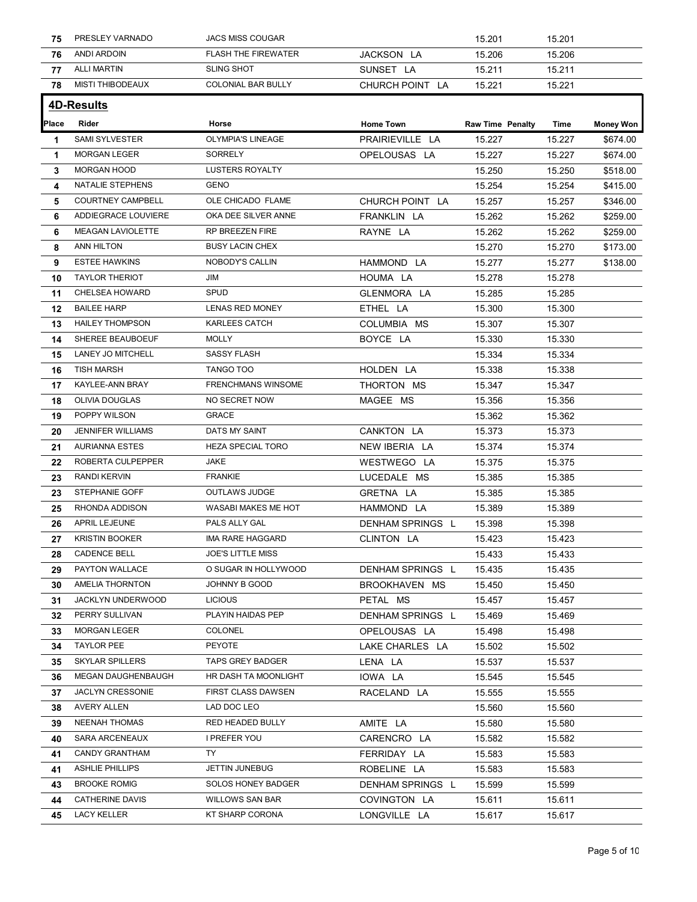| | | | | | | | |
|---|---|---|---|---|---|---|---|
| 75 | PRESLEY VARNADO | JACS MISS COUGAR | | 15.201 | | 15.201 | |
| 76 | ANDI ARDOIN | FLASH THE FIREWATER | JACKSON LA | 15.206 | | 15.206 | |
| 77 | ALLI MARTIN | SLING SHOT | SUNSET LA | 15.211 | | 15.211 | |
| 78 | MISTI THIBODEAUX | COLONIAL BAR BULLY | CHURCH POINT LA | 15.221 | | 15.221 | |

## 4D-Results

| Place | Rider | Horse | Home Town | Raw Time | Penalty | Time | Money Won |
|---|---|---|---|---|---|---|---|
| 1 | SAMI SYLVESTER | OLYMPIA'S LINEAGE | PRAIRIEVILLE LA | 15.227 | | 15.227 | $674.00 |
| 1 | MORGAN LEGER | SORRELY | OPELOUSAS LA | 15.227 | | 15.227 | $674.00 |
| 3 | MORGAN HOOD | LUSTERS ROYALTY | | 15.250 | | 15.250 | $518.00 |
| 4 | NATALIE STEPHENS | GENO | | 15.254 | | 15.254 | $415.00 |
| 5 | COURTNEY CAMPBELL | OLE CHICADO FLAME | CHURCH POINT LA | 15.257 | | 15.257 | $346.00 |
| 6 | ADDIEGRACE LOUVIERE | OKA DEE SILVER ANNE | FRANKLIN LA | 15.262 | | 15.262 | $259.00 |
| 6 | MEAGAN LAVIOLETTE | RP BREEZEN FIRE | RAYNE LA | 15.262 | | 15.262 | $259.00 |
| 8 | ANN HILTON | BUSY LACIN CHEX | | 15.270 | | 15.270 | $173.00 |
| 9 | ESTEE HAWKINS | NOBODY'S CALLIN | HAMMOND LA | 15.277 | | 15.277 | $138.00 |
| 10 | TAYLOR THERIOT | JIM | HOUMA LA | 15.278 | | 15.278 | |
| 11 | CHELSEA HOWARD | SPUD | GLENMORA LA | 15.285 | | 15.285 | |
| 12 | BAILEE HARP | LENAS RED MONEY | ETHEL LA | 15.300 | | 15.300 | |
| 13 | HAILEY THOMPSON | KARLEES CATCH | COLUMBIA MS | 15.307 | | 15.307 | |
| 14 | SHEREE BEAUBOEUF | MOLLY | BOYCE LA | 15.330 | | 15.330 | |
| 15 | LANEY JO MITCHELL | SASSY FLASH | | 15.334 | | 15.334 | |
| 16 | TISH MARSH | TANGO TOO | HOLDEN LA | 15.338 | | 15.338 | |
| 17 | KAYLEE-ANN BRAY | FRENCHMANS WINSOME | THORTON MS | 15.347 | | 15.347 | |
| 18 | OLIVIA DOUGLAS | NO SECRET NOW | MAGEE MS | 15.356 | | 15.356 | |
| 19 | POPPY WILSON | GRACE | | 15.362 | | 15.362 | |
| 20 | JENNIFER WILLIAMS | DATS MY SAINT | CANKTON LA | 15.373 | | 15.373 | |
| 21 | AURIANNA ESTES | HEZA SPECIAL TORO | NEW IBERIA LA | 15.374 | | 15.374 | |
| 22 | ROBERTA CULPEPPER | JAKE | WESTWEGO LA | 15.375 | | 15.375 | |
| 23 | RANDI KERVIN | FRANKIE | LUCEDALE MS | 15.385 | | 15.385 | |
| 23 | STEPHANIE GOFF | OUTLAWS JUDGE | GRETNA LA | 15.385 | | 15.385 | |
| 25 | RHONDA ADDISON | WASABI MAKES ME HOT | HAMMOND LA | 15.389 | | 15.389 | |
| 26 | APRIL LEJEUNE | PALS ALLY GAL | DENHAM SPRINGS L | 15.398 | | 15.398 | |
| 27 | KRISTIN BOOKER | IMA RARE HAGGARD | CLINTON LA | 15.423 | | 15.423 | |
| 28 | CADENCE BELL | JOE'S LITTLE MISS | | 15.433 | | 15.433 | |
| 29 | PAYTON WALLACE | O SUGAR IN HOLLYWOOD | DENHAM SPRINGS L | 15.435 | | 15.435 | |
| 30 | AMELIA THORNTON | JOHNNY B GOOD | BROOKHAVEN MS | 15.450 | | 15.450 | |
| 31 | JACKLYN UNDERWOOD | LICIOUS | PETAL MS | 15.457 | | 15.457 | |
| 32 | PERRY SULLIVAN | PLAYIN HAIDAS PEP | DENHAM SPRINGS L | 15.469 | | 15.469 | |
| 33 | MORGAN LEGER | COLONEL | OPELOUSAS LA | 15.498 | | 15.498 | |
| 34 | TAYLOR PEE | PEYOTE | LAKE CHARLES LA | 15.502 | | 15.502 | |
| 35 | SKYLAR SPILLERS | TAPS GREY BADGER | LENA LA | 15.537 | | 15.537 | |
| 36 | MEGAN DAUGHENBAUGH | HR DASH TA MOONLIGHT | IOWA LA | 15.545 | | 15.545 | |
| 37 | JACLYN CRESSONIE | FIRST CLASS DAWSEN | RACELAND LA | 15.555 | | 15.555 | |
| 38 | AVERY ALLEN | LAD DOC LEO | | 15.560 | | 15.560 | |
| 39 | NEENAH THOMAS | RED HEADED BULLY | AMITE LA | 15.580 | | 15.580 | |
| 40 | SARA ARCENEAUX | I PREFER YOU | CARENCRO LA | 15.582 | | 15.582 | |
| 41 | CANDY GRANTHAM | TY | FERRIDAY LA | 15.583 | | 15.583 | |
| 41 | ASHLIE PHILLIPS | JETTIN JUNEBUG | ROBELINE LA | 15.583 | | 15.583 | |
| 43 | BROOKE ROMIG | SOLOS HONEY BADGER | DENHAM SPRINGS L | 15.599 | | 15.599 | |
| 44 | CATHERINE DAVIS | WILLOWS SAN BAR | COVINGTON LA | 15.611 | | 15.611 | |
| 45 | LACY KELLER | KT SHARP CORONA | LONGVILLE LA | 15.617 | | 15.617 | |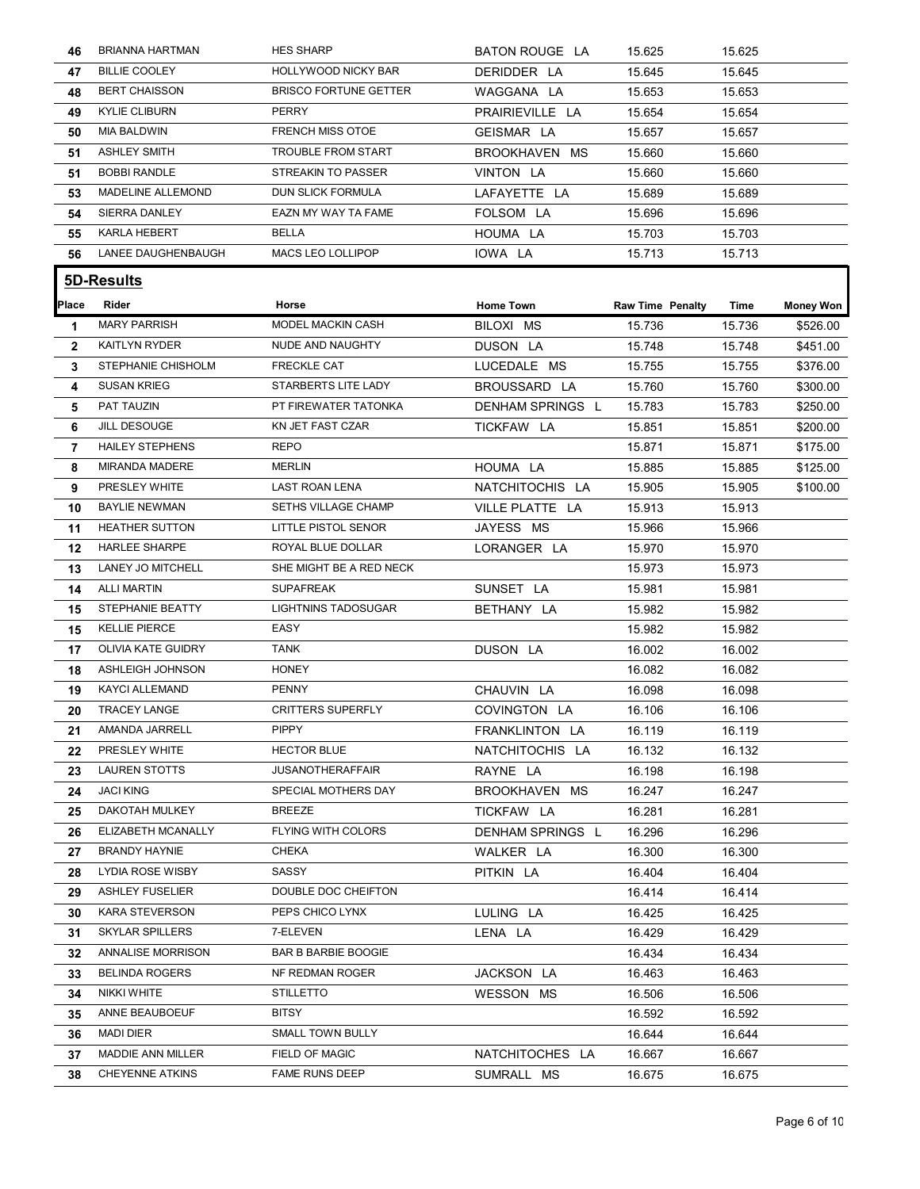| | | | | | | | |
|---|---|---|---|---|---|---|---|
| 46 | BRIANNA HARTMAN | HES SHARP | BATON ROUGE LA | 15.625 | | 15.625 | |
| 47 | BILLIE COOLEY | HOLLYWOOD NICKY BAR | DERIDDER LA | 15.645 | | 15.645 | |
| 48 | BERT CHAISSON | BRISCO FORTUNE GETTER | WAGGANA LA | 15.653 | | 15.653 | |
| 49 | KYLIE CLIBURN | PERRY | PRAIRIEVILLE LA | 15.654 | | 15.654 | |
| 50 | MIA BALDWIN | FRENCH MISS OTOE | GEISMAR LA | 15.657 | | 15.657 | |
| 51 | ASHLEY SMITH | TROUBLE FROM START | BROOKHAVEN MS | 15.660 | | 15.660 | |
| 51 | BOBBI RANDLE | STREAKIN TO PASSER | VINTON LA | 15.660 | | 15.660 | |
| 53 | MADELINE ALLEMOND | DUN SLICK FORMULA | LAFAYETTE LA | 15.689 | | 15.689 | |
| 54 | SIERRA DANLEY | EAZN MY WAY TA FAME | FOLSOM LA | 15.696 | | 15.696 | |
| 55 | KARLA HEBERT | BELLA | HOUMA LA | 15.703 | | 15.703 | |
| 56 | LANEE DAUGHENBAUGH | MACS LEO LOLLIPOP | IOWA LA | 15.713 | | 15.713 | |

## 5D-Results

| Place | Rider | Horse | Home Town | Raw Time | Penalty | Time | Money Won |
|---|---|---|---|---|---|---|---|
| 1 | MARY PARRISH | MODEL MACKIN CASH | BILOXI MS | 15.736 | | 15.736 | $526.00 |
| 2 | KAITLYN RYDER | NUDE AND NAUGHTY | DUSON LA | 15.748 | | 15.748 | $451.00 |
| 3 | STEPHANIE CHISHOLM | FRECKLE CAT | LUCEDALE MS | 15.755 | | 15.755 | $376.00 |
| 4 | SUSAN KRIEG | STARBERTS LITE LADY | BROUSSARD LA | 15.760 | | 15.760 | $300.00 |
| 5 | PAT TAUZIN | PT FIREWATER TATONKA | DENHAM SPRINGS L | 15.783 | | 15.783 | $250.00 |
| 6 | JILL DESOUGE | KN JET FAST CZAR | TICKFAW LA | 15.851 | | 15.851 | $200.00 |
| 7 | HAILEY STEPHENS | REPO | | 15.871 | | 15.871 | $175.00 |
| 8 | MIRANDA MADERE | MERLIN | HOUMA LA | 15.885 | | 15.885 | $125.00 |
| 9 | PRESLEY WHITE | LAST ROAN LENA | NATCHITOCHIS LA | 15.905 | | 15.905 | $100.00 |
| 10 | BAYLIE NEWMAN | SETHS VILLAGE CHAMP | VILLE PLATTE LA | 15.913 | | 15.913 | |
| 11 | HEATHER SUTTON | LITTLE PISTOL SENOR | JAYESS MS | 15.966 | | 15.966 | |
| 12 | HARLEE SHARPE | ROYAL BLUE DOLLAR | LORANGER LA | 15.970 | | 15.970 | |
| 13 | LANEY JO MITCHELL | SHE MIGHT BE A RED NECK | | 15.973 | | 15.973 | |
| 14 | ALLI MARTIN | SUPAFREAK | SUNSET LA | 15.981 | | 15.981 | |
| 15 | STEPHANIE BEATTY | LIGHTNINS TADOSUGAR | BETHANY LA | 15.982 | | 15.982 | |
| 15 | KELLIE PIERCE | EASY | | 15.982 | | 15.982 | |
| 17 | OLIVIA KATE GUIDRY | TANK | DUSON LA | 16.002 | | 16.002 | |
| 18 | ASHLEIGH JOHNSON | HONEY | | 16.082 | | 16.082 | |
| 19 | KAYCI ALLEMAND | PENNY | CHAUVIN LA | 16.098 | | 16.098 | |
| 20 | TRACEY LANGE | CRITTERS SUPERFLY | COVINGTON LA | 16.106 | | 16.106 | |
| 21 | AMANDA JARRELL | PIPPY | FRANKLINTON LA | 16.119 | | 16.119 | |
| 22 | PRESLEY WHITE | HECTOR BLUE | NATCHITOCHIS LA | 16.132 | | 16.132 | |
| 23 | LAUREN STOTTS | JUSANOTHERAFFAIR | RAYNE LA | 16.198 | | 16.198 | |
| 24 | JACI KING | SPECIAL MOTHERS DAY | BROOKHAVEN MS | 16.247 | | 16.247 | |
| 25 | DAKOTAH MULKEY | BREEZE | TICKFAW LA | 16.281 | | 16.281 | |
| 26 | ELIZABETH MCANALLY | FLYING WITH COLORS | DENHAM SPRINGS L | 16.296 | | 16.296 | |
| 27 | BRANDY HAYNIE | CHEKA | WALKER LA | 16.300 | | 16.300 | |
| 28 | LYDIA ROSE WISBY | SASSY | PITKIN LA | 16.404 | | 16.404 | |
| 29 | ASHLEY FUSELIER | DOUBLE DOC CHEIFTON | | 16.414 | | 16.414 | |
| 30 | KARA STEVERSON | PEPS CHICO LYNX | LULING LA | 16.425 | | 16.425 | |
| 31 | SKYLAR SPILLERS | 7-ELEVEN | LENA LA | 16.429 | | 16.429 | |
| 32 | ANNALISE MORRISON | BAR B BARBIE BOOGIE | | 16.434 | | 16.434 | |
| 33 | BELINDA ROGERS | NF REDMAN ROGER | JACKSON LA | 16.463 | | 16.463 | |
| 34 | NIKKI WHITE | STILLETTO | WESSON MS | 16.506 | | 16.506 | |
| 35 | ANNE BEAUBOEUF | BITSY | | 16.592 | | 16.592 | |
| 36 | MADI DIER | SMALL TOWN BULLY | | 16.644 | | 16.644 | |
| 37 | MADDIE ANN MILLER | FIELD OF MAGIC | NATCHITOCHES LA | 16.667 | | 16.667 | |
| 38 | CHEYENNE ATKINS | FAME RUNS DEEP | SUMRALL MS | 16.675 | | 16.675 | |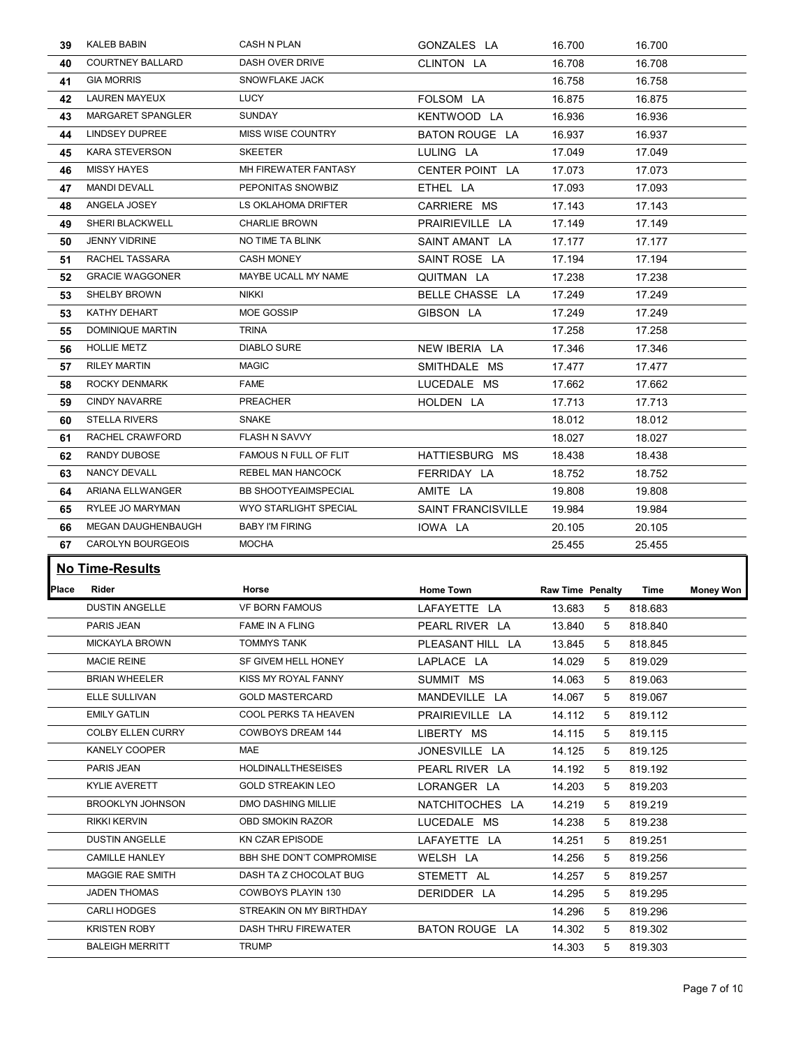| | | | | | | | |
|---|---|---|---|---|---|---|---|
| 39 | KALEB BABIN | CASH N PLAN | GONZALES LA | 16.700 | | 16.700 | |
| 40 | COURTNEY BALLARD | DASH OVER DRIVE | CLINTON LA | 16.708 | | 16.708 | |
| 41 | GIA MORRIS | SNOWFLAKE JACK | | 16.758 | | 16.758 | |
| 42 | LAUREN MAYEUX | LUCY | FOLSOM LA | 16.875 | | 16.875 | |
| 43 | MARGARET SPANGLER | SUNDAY | KENTWOOD LA | 16.936 | | 16.936 | |
| 44 | LINDSEY DUPREE | MISS WISE COUNTRY | BATON ROUGE LA | 16.937 | | 16.937 | |
| 45 | KARA STEVERSON | SKEETER | LULING LA | 17.049 | | 17.049 | |
| 46 | MISSY HAYES | MH FIREWATER FANTASY | CENTER POINT LA | 17.073 | | 17.073 | |
| 47 | MANDI DEVALL | PEPONITAS SNOWBIZ | ETHEL LA | 17.093 | | 17.093 | |
| 48 | ANGELA JOSEY | LS OKLAHOMA DRIFTER | CARRIERE MS | 17.143 | | 17.143 | |
| 49 | SHERI BLACKWELL | CHARLIE BROWN | PRAIRIEVILLE LA | 17.149 | | 17.149 | |
| 50 | JENNY VIDRINE | NO TIME TA BLINK | SAINT AMANT LA | 17.177 | | 17.177 | |
| 51 | RACHEL TASSARA | CASH MONEY | SAINT ROSE LA | 17.194 | | 17.194 | |
| 52 | GRACIE WAGGONER | MAYBE UCALL MY NAME | QUITMAN LA | 17.238 | | 17.238 | |
| 53 | SHELBY BROWN | NIKKI | BELLE CHASSE LA | 17.249 | | 17.249 | |
| 53 | KATHY DEHART | MOE GOSSIP | GIBSON LA | 17.249 | | 17.249 | |
| 55 | DOMINIQUE MARTIN | TRINA | | 17.258 | | 17.258 | |
| 56 | HOLLIE METZ | DIABLO SURE | NEW IBERIA LA | 17.346 | | 17.346 | |
| 57 | RILEY MARTIN | MAGIC | SMITHDALE MS | 17.477 | | 17.477 | |
| 58 | ROCKY DENMARK | FAME | LUCEDALE MS | 17.662 | | 17.662 | |
| 59 | CINDY NAVARRE | PREACHER | HOLDEN LA | 17.713 | | 17.713 | |
| 60 | STELLA RIVERS | SNAKE | | 18.012 | | 18.012 | |
| 61 | RACHEL CRAWFORD | FLASH N SAVVY | | 18.027 | | 18.027 | |
| 62 | RANDY DUBOSE | FAMOUS N FULL OF FLIT | HATTIESBURG MS | 18.438 | | 18.438 | |
| 63 | NANCY DEVALL | REBEL MAN HANCOCK | FERRIDAY LA | 18.752 | | 18.752 | |
| 64 | ARIANA ELLWANGER | BB SHOOTYEAIMSPECIAL | AMITE LA | 19.808 | | 19.808 | |
| 65 | RYLEE JO MARYMAN | WYO STARLIGHT SPECIAL | SAINT FRANCISVILLE | 19.984 | | 19.984 | |
| 66 | MEGAN DAUGHENBAUGH | BABY I'M FIRING | IOWA LA | 20.105 | | 20.105 | |
| 67 | CAROLYN BOURGEOIS | MOCHA | | 25.455 | | 25.455 | |

## No Time-Results

| Place | Rider | Horse | Home Town | Raw Time | Penalty | Time | Money Won |
|---|---|---|---|---|---|---|---|
| | DUSTIN ANGELLE | VF BORN FAMOUS | LAFAYETTE LA | 13.683 | 5 | 818.683 | |
| | PARIS JEAN | FAME IN A FLING | PEARL RIVER LA | 13.840 | 5 | 818.840 | |
| | MICKAYLA BROWN | TOMMYS TANK | PLEASANT HILL LA | 13.845 | 5 | 818.845 | |
| | MACIE REINE | SF GIVEM HELL HONEY | LAPLACE LA | 14.029 | 5 | 819.029 | |
| | BRIAN WHEELER | KISS MY ROYAL FANNY | SUMMIT MS | 14.063 | 5 | 819.063 | |
| | ELLE SULLIVAN | GOLD MASTERCARD | MANDEVILLE LA | 14.067 | 5 | 819.067 | |
| | EMILY GATLIN | COOL PERKS TA HEAVEN | PRAIRIEVILLE LA | 14.112 | 5 | 819.112 | |
| | COLBY ELLEN CURRY | COWBOYS DREAM 144 | LIBERTY MS | 14.115 | 5 | 819.115 | |
| | KANELY COOPER | MAE | JONESVILLE LA | 14.125 | 5 | 819.125 | |
| | PARIS JEAN | HOLDINALLTHESEISES | PEARL RIVER LA | 14.192 | 5 | 819.192 | |
| | KYLIE AVERETT | GOLD STREAKIN LEO | LORANGER LA | 14.203 | 5 | 819.203 | |
| | BROOKLYN JOHNSON | DMO DASHING MILLIE | NATCHITOCHES LA | 14.219 | 5 | 819.219 | |
| | RIKKI KERVIN | OBD SMOKIN RAZOR | LUCEDALE MS | 14.238 | 5 | 819.238 | |
| | DUSTIN ANGELLE | KN CZAR EPISODE | LAFAYETTE LA | 14.251 | 5 | 819.251 | |
| | CAMILLE HANLEY | BBH SHE DON'T COMPROMISE | WELSH LA | 14.256 | 5 | 819.256 | |
| | MAGGIE RAE SMITH | DASH TA Z CHOCOLAT BUG | STEMETT AL | 14.257 | 5 | 819.257 | |
| | JADEN THOMAS | COWBOYS PLAYIN 130 | DERIDDER LA | 14.295 | 5 | 819.295 | |
| | CARLI HODGES | STREAKIN ON MY BIRTHDAY | | 14.296 | 5 | 819.296 | |
| | KRISTEN ROBY | DASH THRU FIREWATER | BATON ROUGE LA | 14.302 | 5 | 819.302 | |
| | BALEIGH MERRITT | TRUMP | | 14.303 | 5 | 819.303 | |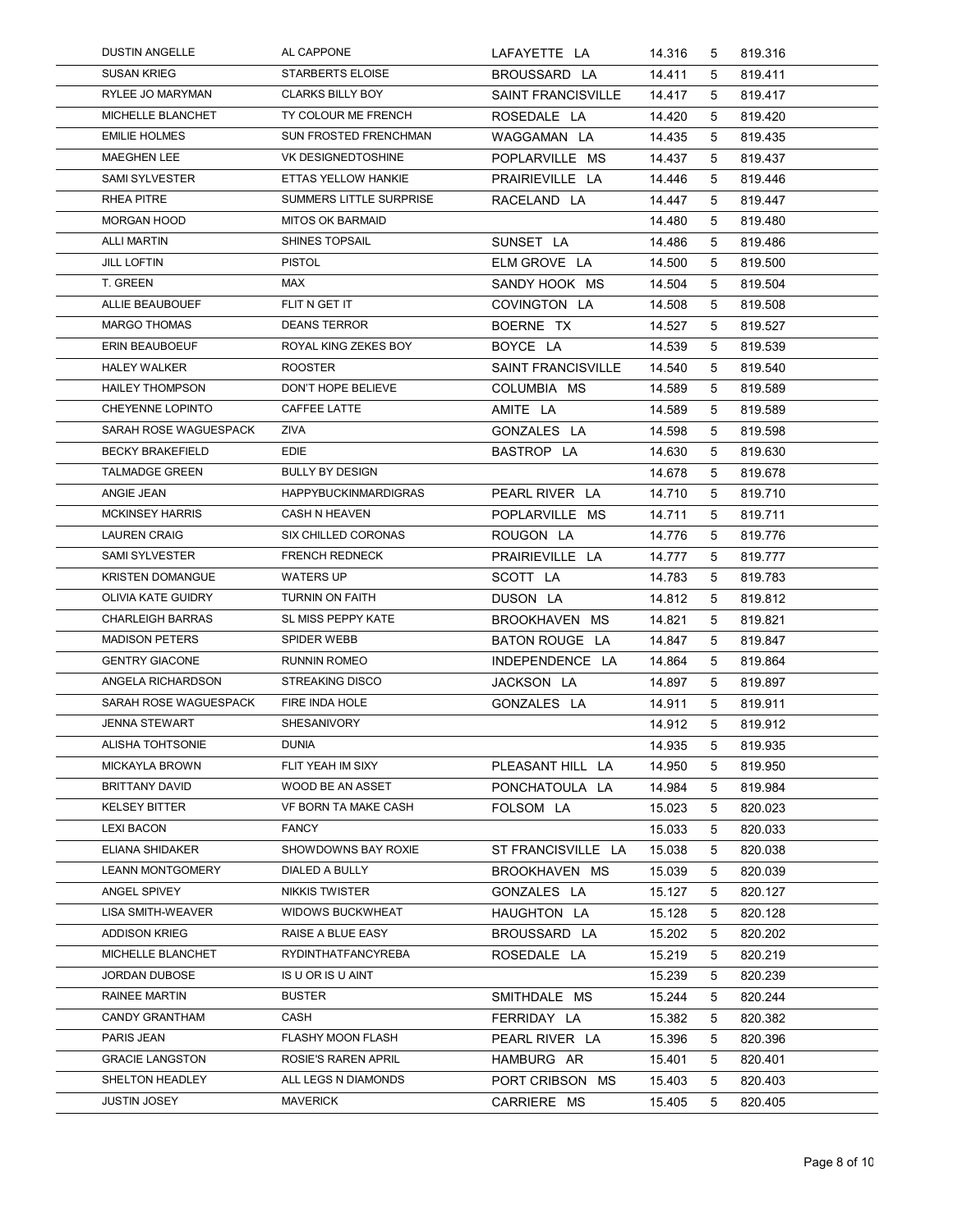| | | | | | |
|---|---|---|---|---|---|
| DUSTIN ANGELLE | AL CAPPONE | LAFAYETTE LA | 14.316 | 5 | 819.316 |
| SUSAN KRIEG | STARBERTS ELOISE | BROUSSARD LA | 14.411 | 5 | 819.411 |
| RYLEE JO MARYMAN | CLARKS BILLY BOY | SAINT FRANCISVILLE | 14.417 | 5 | 819.417 |
| MICHELLE BLANCHET | TY COLOUR ME FRENCH | ROSEDALE LA | 14.420 | 5 | 819.420 |
| EMILIE HOLMES | SUN FROSTED FRENCHMAN | WAGGAMAN LA | 14.435 | 5 | 819.435 |
| MAEGHEN LEE | VK DESIGNEDTOSHINE | POPLARVILLE MS | 14.437 | 5 | 819.437 |
| SAMI SYLVESTER | ETTAS YELLOW HANKIE | PRAIRIEVILLE LA | 14.446 | 5 | 819.446 |
| RHEA PITRE | SUMMERS LITTLE SURPRISE | RACELAND LA | 14.447 | 5 | 819.447 |
| MORGAN HOOD | MITOS OK BARMAID | | 14.480 | 5 | 819.480 |
| ALLI MARTIN | SHINES TOPSAIL | SUNSET LA | 14.486 | 5 | 819.486 |
| JILL LOFTIN | PISTOL | ELM GROVE LA | 14.500 | 5 | 819.500 |
| T. GREEN | MAX | SANDY HOOK MS | 14.504 | 5 | 819.504 |
| ALLIE BEAUBOUEF | FLIT N GET IT | COVINGTON LA | 14.508 | 5 | 819.508 |
| MARGO THOMAS | DEANS TERROR | BOERNE TX | 14.527 | 5 | 819.527 |
| ERIN BEAUBOEUF | ROYAL KING ZEKES BOY | BOYCE LA | 14.539 | 5 | 819.539 |
| HALEY WALKER | ROOSTER | SAINT FRANCISVILLE | 14.540 | 5 | 819.540 |
| HAILEY THOMPSON | DON'T HOPE BELIEVE | COLUMBIA MS | 14.589 | 5 | 819.589 |
| CHEYENNE LOPINTO | CAFFEE LATTE | AMITE LA | 14.589 | 5 | 819.589 |
| SARAH ROSE WAGUESPACK | ZIVA | GONZALES LA | 14.598 | 5 | 819.598 |
| BECKY BRAKEFIELD | EDIE | BASTROP LA | 14.630 | 5 | 819.630 |
| TALMADGE GREEN | BULLY BY DESIGN | | 14.678 | 5 | 819.678 |
| ANGIE JEAN | HAPPYBUCKINMARDIGRAS | PEARL RIVER LA | 14.710 | 5 | 819.710 |
| MCKINSEY HARRIS | CASH N HEAVEN | POPLARVILLE MS | 14.711 | 5 | 819.711 |
| LAUREN CRAIG | SIX CHILLED CORONAS | ROUGON LA | 14.776 | 5 | 819.776 |
| SAMI SYLVESTER | FRENCH REDNECK | PRAIRIEVILLE LA | 14.777 | 5 | 819.777 |
| KRISTEN DOMANGUE | WATERS UP | SCOTT LA | 14.783 | 5 | 819.783 |
| OLIVIA KATE GUIDRY | TURNIN ON FAITH | DUSON LA | 14.812 | 5 | 819.812 |
| CHARLEIGH BARRAS | SL MISS PEPPY KATE | BROOKHAVEN MS | 14.821 | 5 | 819.821 |
| MADISON PETERS | SPIDER WEBB | BATON ROUGE LA | 14.847 | 5 | 819.847 |
| GENTRY GIACONE | RUNNIN ROMEO | INDEPENDENCE LA | 14.864 | 5 | 819.864 |
| ANGELA RICHARDSON | STREAKING DISCO | JACKSON LA | 14.897 | 5 | 819.897 |
| SARAH ROSE WAGUESPACK | FIRE INDA HOLE | GONZALES LA | 14.911 | 5 | 819.911 |
| JENNA STEWART | SHESANIVORY | | 14.912 | 5 | 819.912 |
| ALISHA TOHTSONIE | DUNIA | | 14.935 | 5 | 819.935 |
| MICKAYLA BROWN | FLIT YEAH IM SIXY | PLEASANT HILL LA | 14.950 | 5 | 819.950 |
| BRITTANY DAVID | WOOD BE AN ASSET | PONCHATOULA LA | 14.984 | 5 | 819.984 |
| KELSEY BITTER | VF BORN TA MAKE CASH | FOLSOM LA | 15.023 | 5 | 820.023 |
| LEXI BACON | FANCY | | 15.033 | 5 | 820.033 |
| ELIANA SHIDAKER | SHOWDOWNS BAY ROXIE | ST FRANCISVILLE LA | 15.038 | 5 | 820.038 |
| LEANN MONTGOMERY | DIALED A BULLY | BROOKHAVEN MS | 15.039 | 5 | 820.039 |
| ANGEL SPIVEY | NIKKIS TWISTER | GONZALES LA | 15.127 | 5 | 820.127 |
| LISA SMITH-WEAVER | WIDOWS BUCKWHEAT | HAUGHTON LA | 15.128 | 5 | 820.128 |
| ADDISON KRIEG | RAISE A BLUE EASY | BROUSSARD LA | 15.202 | 5 | 820.202 |
| MICHELLE BLANCHET | RYDINTHATFANCYREBA | ROSEDALE LA | 15.219 | 5 | 820.219 |
| JORDAN DUBOSE | IS U OR IS U AINT | | 15.239 | 5 | 820.239 |
| RAINEE MARTIN | BUSTER | SMITHDALE MS | 15.244 | 5 | 820.244 |
| CANDY GRANTHAM | CASH | FERRIDAY LA | 15.382 | 5 | 820.382 |
| PARIS JEAN | FLASHY MOON FLASH | PEARL RIVER LA | 15.396 | 5 | 820.396 |
| GRACIE LANGSTON | ROSIE'S RAREN APRIL | HAMBURG AR | 15.401 | 5 | 820.401 |
| SHELTON HEADLEY | ALL LEGS N DIAMONDS | PORT CRIBSON MS | 15.403 | 5 | 820.403 |
| JUSTIN JOSEY | MAVERICK | CARRIERE MS | 15.405 | 5 | 820.405 |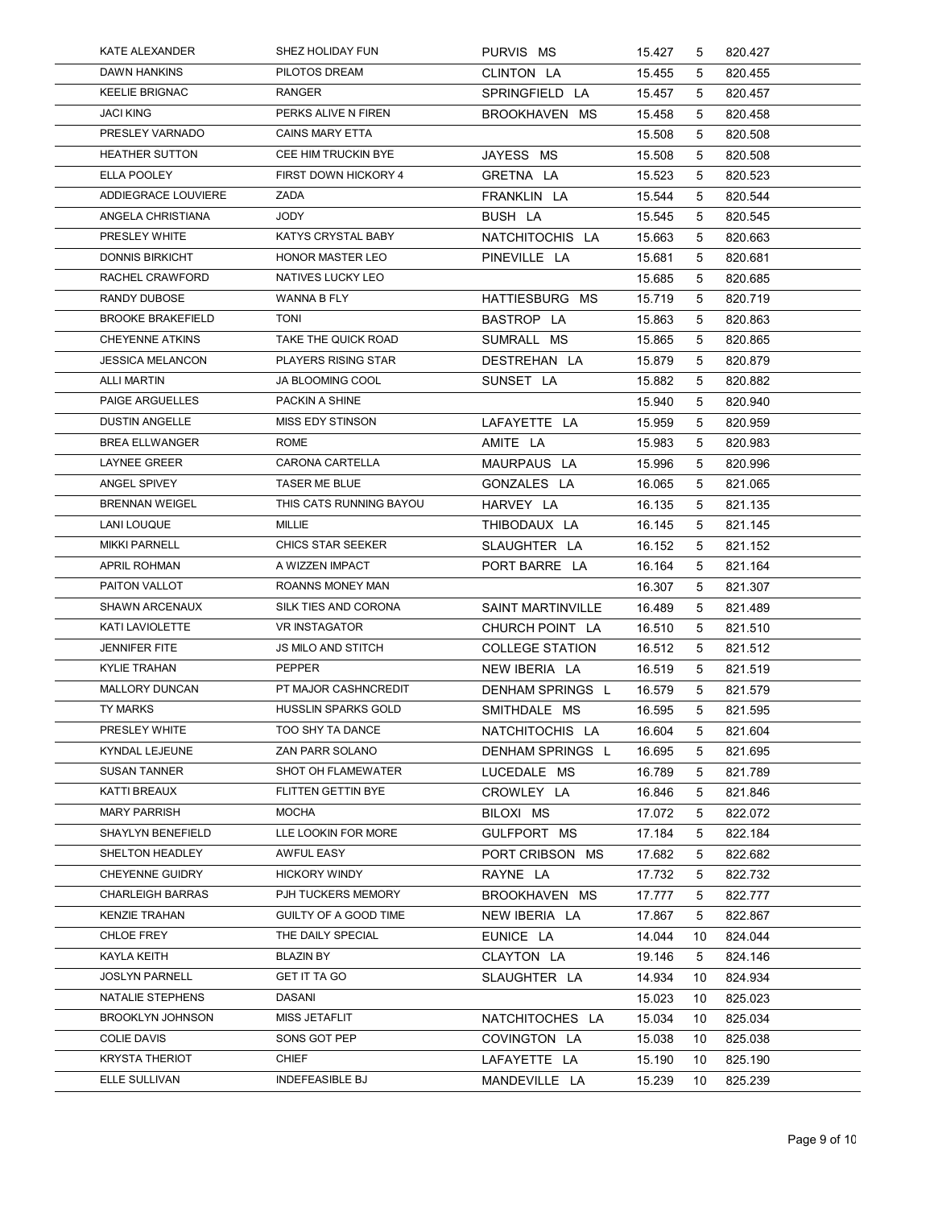| | | | | | |
|---|---|---|---|---|---|
| KATE ALEXANDER | SHEZ HOLIDAY FUN | PURVIS MS | 15.427 | 5 | 820.427 |
| DAWN HANKINS | PILOTOS DREAM | CLINTON LA | 15.455 | 5 | 820.455 |
| KEELIE BRIGNAC | RANGER | SPRINGFIELD LA | 15.457 | 5 | 820.457 |
| JACI KING | PERKS ALIVE N FIREN | BROOKHAVEN MS | 15.458 | 5 | 820.458 |
| PRESLEY VARNADO | CAINS MARY ETTA | | 15.508 | 5 | 820.508 |
| HEATHER SUTTON | CEE HIM TRUCKIN BYE | JAYESS MS | 15.508 | 5 | 820.508 |
| ELLA POOLEY | FIRST DOWN HICKORY 4 | GRETNA LA | 15.523 | 5 | 820.523 |
| ADDIEGRACE LOUVIERE | ZADA | FRANKLIN LA | 15.544 | 5 | 820.544 |
| ANGELA CHRISTIANA | JODY | BUSH LA | 15.545 | 5 | 820.545 |
| PRESLEY WHITE | KATYS CRYSTAL BABY | NATCHITOCHIS LA | 15.663 | 5 | 820.663 |
| DONNIS BIRKICHT | HONOR MASTER LEO | PINEVILLE LA | 15.681 | 5 | 820.681 |
| RACHEL CRAWFORD | NATIVES LUCKY LEO | | 15.685 | 5 | 820.685 |
| RANDY DUBOSE | WANNA B FLY | HATTIESBURG MS | 15.719 | 5 | 820.719 |
| BROOKE BRAKEFIELD | TONI | BASTROP LA | 15.863 | 5 | 820.863 |
| CHEYENNE ATKINS | TAKE THE QUICK ROAD | SUMRALL MS | 15.865 | 5 | 820.865 |
| JESSICA MELANCON | PLAYERS RISING STAR | DESTREHAN LA | 15.879 | 5 | 820.879 |
| ALLI MARTIN | JA BLOOMING COOL | SUNSET LA | 15.882 | 5 | 820.882 |
| PAIGE ARGUELLES | PACKIN A SHINE | | 15.940 | 5 | 820.940 |
| DUSTIN ANGELLE | MISS EDY STINSON | LAFAYETTE LA | 15.959 | 5 | 820.959 |
| BREA ELLWANGER | ROME | AMITE LA | 15.983 | 5 | 820.983 |
| LAYNEE GREER | CARONA CARTELLA | MAURPAUS LA | 15.996 | 5 | 820.996 |
| ANGEL SPIVEY | TASER ME BLUE | GONZALES LA | 16.065 | 5 | 821.065 |
| BRENNAN WEIGEL | THIS CATS RUNNING BAYOU | HARVEY LA | 16.135 | 5 | 821.135 |
| LANI LOUQUE | MILLIE | THIBODAUX LA | 16.145 | 5 | 821.145 |
| MIKKI PARNELL | CHICS STAR SEEKER | SLAUGHTER LA | 16.152 | 5 | 821.152 |
| APRIL ROHMAN | A WIZZEN IMPACT | PORT BARRE LA | 16.164 | 5 | 821.164 |
| PAITON VALLOT | ROANNS MONEY MAN | | 16.307 | 5 | 821.307 |
| SHAWN ARCENAUX | SILK TIES AND CORONA | SAINT MARTINVILLE | 16.489 | 5 | 821.489 |
| KATI LAVIOLETTE | VR INSTAGATOR | CHURCH POINT LA | 16.510 | 5 | 821.510 |
| JENNIFER FITE | JS MILO AND STITCH | COLLEGE STATION | 16.512 | 5 | 821.512 |
| KYLIE TRAHAN | PEPPER | NEW IBERIA LA | 16.519 | 5 | 821.519 |
| MALLORY DUNCAN | PT MAJOR CASHNCREDIT | DENHAM SPRINGS L | 16.579 | 5 | 821.579 |
| TY MARKS | HUSSLIN SPARKS GOLD | SMITHDALE MS | 16.595 | 5 | 821.595 |
| PRESLEY WHITE | TOO SHY TA DANCE | NATCHITOCHIS LA | 16.604 | 5 | 821.604 |
| KYNDAL LEJEUNE | ZAN PARR SOLANO | DENHAM SPRINGS L | 16.695 | 5 | 821.695 |
| SUSAN TANNER | SHOT OH FLAMEWATER | LUCEDALE MS | 16.789 | 5 | 821.789 |
| KATTI BREAUX | FLITTEN GETTIN BYE | CROWLEY LA | 16.846 | 5 | 821.846 |
| MARY PARRISH | MOCHA | BILOXI MS | 17.072 | 5 | 822.072 |
| SHAYLYN BENEFIELD | LLE LOOKIN FOR MORE | GULFPORT MS | 17.184 | 5 | 822.184 |
| SHELTON HEADLEY | AWFUL EASY | PORT CRIBSON MS | 17.682 | 5 | 822.682 |
| CHEYENNE GUIDRY | HICKORY WINDY | RAYNE LA | 17.732 | 5 | 822.732 |
| CHARLEIGH BARRAS | PJH TUCKERS MEMORY | BROOKHAVEN MS | 17.777 | 5 | 822.777 |
| KENZIE TRAHAN | GUILTY OF A GOOD TIME | NEW IBERIA LA | 17.867 | 5 | 822.867 |
| CHLOE FREY | THE DAILY SPECIAL | EUNICE LA | 14.044 | 10 | 824.044 |
| KAYLA KEITH | BLAZIN BY | CLAYTON LA | 19.146 | 5 | 824.146 |
| JOSLYN PARNELL | GET IT TA GO | SLAUGHTER LA | 14.934 | 10 | 824.934 |
| NATALIE STEPHENS | DASANI | | 15.023 | 10 | 825.023 |
| BROOKLYN JOHNSON | MISS JETAFLIT | NATCHITOCHES LA | 15.034 | 10 | 825.034 |
| COLIE DAVIS | SONS GOT PEP | COVINGTON LA | 15.038 | 10 | 825.038 |
| KRYSTA THERIOT | CHIEF | LAFAYETTE LA | 15.190 | 10 | 825.190 |
| ELLE SULLIVAN | INDEFEASIBLE BJ | MANDEVILLE LA | 15.239 | 10 | 825.239 |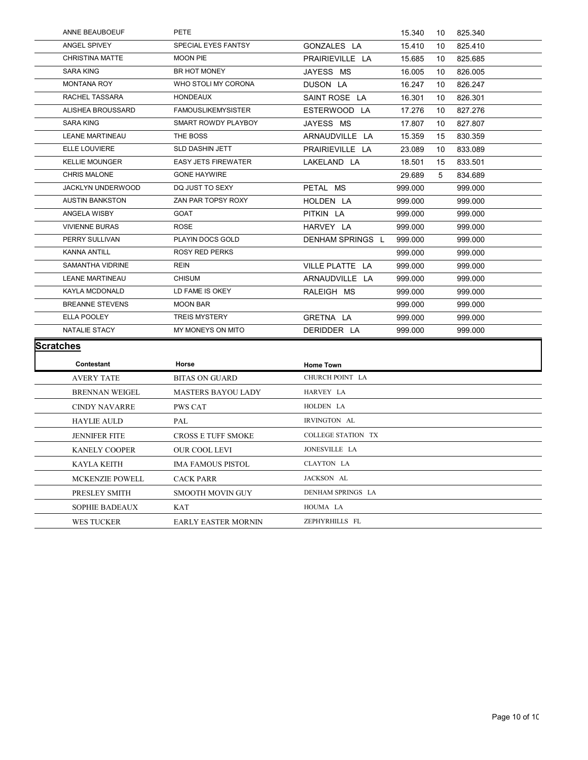| | | | | | |
|---|---|---|---|---|---|
| ANNE BEAUBOEUF | PETE | | 15.340 | 10 | 825.340 |
| ANGEL SPIVEY | SPECIAL EYES FANTSY | GONZALES LA | 15.410 | 10 | 825.410 |
| CHRISTINA MATTE | MOON PIE | PRAIRIEVILLE LA | 15.685 | 10 | 825.685 |
| SARA KING | BR HOT MONEY | JAYESS MS | 16.005 | 10 | 826.005 |
| MONTANA ROY | WHO STOLI MY CORONA | DUSON LA | 16.247 | 10 | 826.247 |
| RACHEL TASSARA | HONDEAUX | SAINT ROSE LA | 16.301 | 10 | 826.301 |
| ALISHEA BROUSSARD | FAMOUSLIKEMYSISTER | ESTERWOOD LA | 17.276 | 10 | 827.276 |
| SARA KING | SMART ROWDY PLAYBOY | JAYESS MS | 17.807 | 10 | 827.807 |
| LEANE MARTINEAU | THE BOSS | ARNAUDVILLE LA | 15.359 | 15 | 830.359 |
| ELLE LOUVIERE | SLD DASHIN JETT | PRAIRIEVILLE LA | 23.089 | 10 | 833.089 |
| KELLIE MOUNGER | EASY JETS FIREWATER | LAKELAND LA | 18.501 | 15 | 833.501 |
| CHRIS MALONE | GONE HAYWIRE | | 29.689 | 5 | 834.689 |
| JACKLYN UNDERWOOD | DQ JUST TO SEXY | PETAL MS | 999.000 | | 999.000 |
| AUSTIN BANKSTON | ZAN PAR TOPSY ROXY | HOLDEN LA | 999.000 | | 999.000 |
| ANGELA WISBY | GOAT | PITKIN LA | 999.000 | | 999.000 |
| VIVIENNE BURAS | ROSE | HARVEY LA | 999.000 | | 999.000 |
| PERRY SULLIVAN | PLAYIN DOCS GOLD | DENHAM SPRINGS L | 999.000 | | 999.000 |
| KANNA ANTILL | ROSY RED PERKS | | 999.000 | | 999.000 |
| SAMANTHA VIDRINE | REIN | VILLE PLATTE LA | 999.000 | | 999.000 |
| LEANE MARTINEAU | CHISUM | ARNAUDVILLE LA | 999.000 | | 999.000 |
| KAYLA MCDONALD | LD FAME IS OKEY | RALEIGH MS | 999.000 | | 999.000 |
| BREANNE STEVENS | MOON BAR | | 999.000 | | 999.000 |
| ELLA POOLEY | TREIS MYSTERY | GRETNA LA | 999.000 | | 999.000 |
| NATALIE STACY | MY MONEYS ON MITO | DERIDDER LA | 999.000 | | 999.000 |

## Scratches

| Contestant | Horse | Home Town |
|---|---|---|
| AVERY TATE | BITAS ON GUARD | CHURCH POINT LA |
| BRENNAN WEIGEL | MASTERS BAYOU LADY | HARVEY LA |
| CINDY NAVARRE | PWS CAT | HOLDEN LA |
| HAYLIE AULD | PAL | IRVINGTON AL |
| JENNIFER FITE | CROSS E TUFF SMOKE | COLLEGE STATION TX |
| KANELY COOPER | OUR COOL LEVI | JONESVILLE LA |
| KAYLA KEITH | IMA FAMOUS PISTOL | CLAYTON LA |
| MCKENZIE POWELL | CACK PARR | JACKSON AL |
| PRESLEY SMITH | SMOOTH MOVIN GUY | DENHAM SPRINGS LA |
| SOPHIE BADEAUX | KAT | HOUMA LA |
| WES TUCKER | EARLY EASTER MORNIN | ZEPHYRHILLS FL |